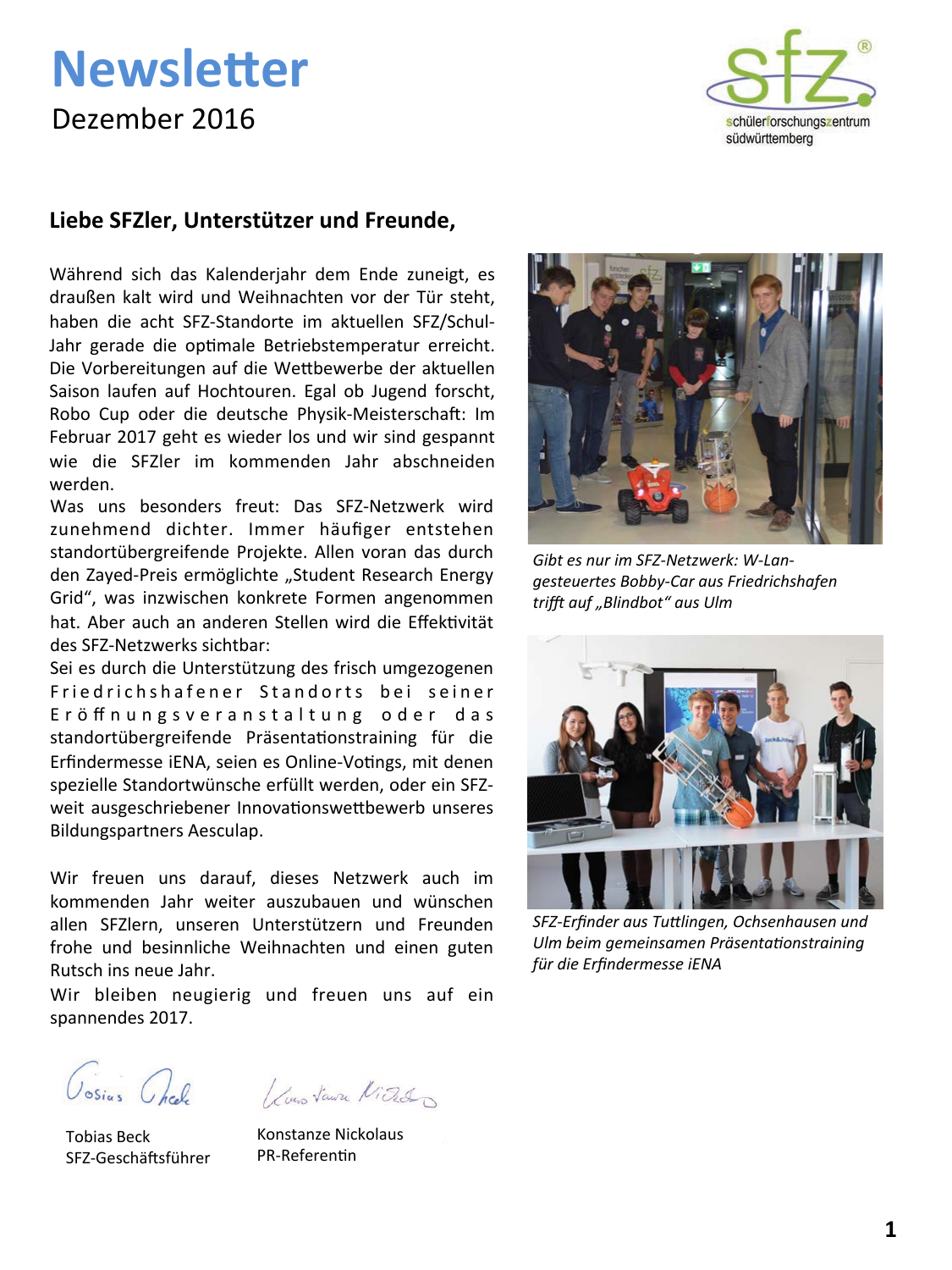# Newsletter

Dezember 2016

schülerforschungszentrum südwürttemberg

## Liebe SFZler, Unterstützer und Freunde,

Während sich das Kalenderjahr dem Ende zuneigt, es draußen kalt wird und Weihnachten vor der Tür steht, haben die acht SFZ-Standorte im aktuellen SFZ/Schul-Jahr gerade die optimale Betriebstemperatur erreicht. Die Vorbereitungen auf die Wettbewerbe der aktuellen Saison laufen auf Hochtouren. Egal ob Jugend forscht, Robo Cup oder die deutsche Physik-Meisterschaft: Im Februar 2017 geht es wieder los und wir sind gespannt wie die SFZler im kommenden Jahr abschneiden werden.

Was uns besonders freut: Das SFZ-Netzwerk wird zunehmend dichter. Immer häufiger entstehen standortübergreifende Projekte. Allen voran das durch den Zayed-Preis ermöglichte „Student Research Energy Grid", was inzwischen konkrete Formen angenommen hat. Aber auch an anderen Stellen wird die Effektivität des SFZ-Netzwerks sichtbar:

Sei es durch die Unterstützung des frisch umgezogenen Friedrichshafener Standorts bei seiner Eröffnungsveranstaltung oder das standortübergreifende Präsentationstraining für die Erfindermesse iENA, seien es Online-Votings, mit denen spezielle Standortwünsche erfüllt werden, oder ein SFZ-weit ausgeschriebener Innovationswettbewerb unseres Bildungspartners Aesculap.

Wir freuen uns darauf, dieses Netzwerk auch im kommenden Jahr weiter auszubauen und wünschen allen SFZlern, unseren Unterstützern und Freunden frohe und besinnliche Weihnachten und einen guten Rutsch ins neue Jahr.

Wir bleiben neugierig und freuen uns auf ein spannendes 2017.

Tobias Beck
SFZ-Geschäftsführer

Konstanze Nickolaus
PR-Referentin

*Gibt es nur im SFZ-Netzwerk: W-Lan-gesteuertes Bobby-Car aus Friedrichshafen trifft auf „Blindbot" aus Ulm*

*SFZ-Erfinder aus Tuttlingen, Ochsenhausen und Ulm beim gemeinsamen Präsentationstraining für die Erfindermesse iENA*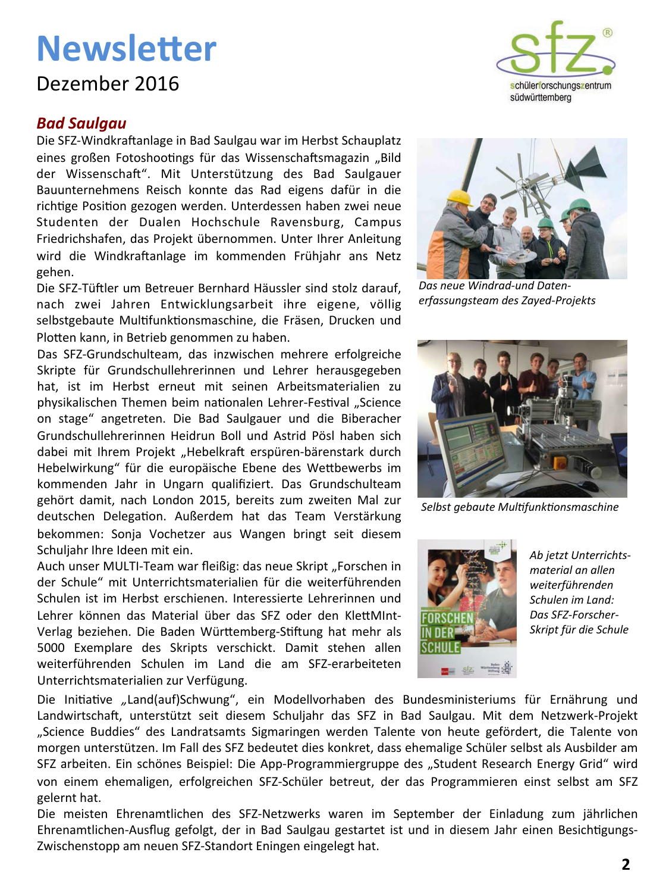# Newsletter

Dezember 2016

## *Bad Saulgau*

Die SFZ-Windkraftanlage in Bad Saulgau war im Herbst Schauplatz eines großen Fotoshootings für das Wissenschaftsmagazin „Bild der Wissenschaft“. Mit Unterstützung des Bad Saulgauer Bauunternehmens Reisch konnte das Rad eigens dafür in die richtige Position gezogen werden. Unterdessen haben zwei neue Studenten der Dualen Hochschule Ravensburg, Campus Friedrichshafen, das Projekt übernommen. Unter Ihrer Anleitung wird die Windkraftanlage im kommenden Frühjahr ans Netz gehen.

*Das neue Windrad-und Daten-erfassungsteam des Zayed-Projekts*

Die SFZ-Tüftler um Betreuer Bernhard Häussler sind stolz darauf, nach zwei Jahren Entwicklungsarbeit ihre eigene, völlig selbstgebaute Multifunktionsmaschine, die Fräsen, Drucken und Plotten kann, in Betrieb genommen zu haben.

*Selbst gebaute Multifunktionsmaschine*

Das SFZ-Grundschulteam, das inzwischen mehrere erfolgreiche Skripte für Grundschullehrerinnen und Lehrer herausgegeben hat, ist im Herbst erneut mit seinen Arbeitsmaterialien zu physikalischen Themen beim nationalen Lehrer-Festival „Science on stage“ angetreten. Die Bad Saulgauer und die Biberacher Grundschullehrerinnen Heidrun Boll und Astrid Pösl haben sich dabei mit Ihrem Projekt „Hebelkraft erspüren-bärenstark durch Hebelwirkung“ für die europäische Ebene des Wettbewerbs im kommenden Jahr in Ungarn qualifiziert. Das Grundschulteam gehört damit, nach London 2015, bereits zum zweiten Mal zur deutschen Delegation. Außerdem hat das Team Verstärkung bekommen: Sonja Vochetzer aus Wangen bringt seit diesem Schuljahr Ihre Ideen mit ein.

Auch unser MULTI-Team war fleißig: das neue Skript „Forschen in der Schule“ mit Unterrichtsmaterialien für die weiterführenden Schulen ist im Herbst erschienen. Interessierte Lehrerinnen und Lehrer können das Material über das SFZ oder den KlettMInt-Verlag beziehen. Die Baden Württemberg-Stiftung hat mehr als 5000 Exemplare des Skripts verschickt. Damit stehen allen weiterführenden Schulen im Land die am SFZ-erarbeiteten Unterrichtsmaterialien zur Verfügung.

*Ab jetzt Unterrichts-material an allen weiterführenden Schulen im Land: Das SFZ-Forscher-Skript für die Schule*

Die Initiative „Land(auf)Schwung“, ein Modellvorhaben des Bundesministeriums für Ernährung und Landwirtschaft, unterstützt seit diesem Schuljahr das SFZ in Bad Saulgau. Mit dem Netzwerk-Projekt „Science Buddies“ des Landratsamts Sigmaringen werden Talente von heute gefördert, die Talente von morgen unterstützen. Im Fall des SFZ bedeutet dies konkret, dass ehemalige Schüler selbst als Ausbilder am SFZ arbeiten. Ein schönes Beispiel: Die App-Programmiergruppe des „Student Research Energy Grid“ wird von einem ehemaligen, erfolgreichen SFZ-Schüler betreut, der das Programmieren einst selbst am SFZ gelernt hat.

Die meisten Ehrenamtlichen des SFZ-Netzwerks waren im September der Einladung zum jährlichen Ehrenamtlichen-Ausflug gefolgt, der in Bad Saulgau gestartet ist und in diesem Jahr einen Besichtigungs-Zwischenstopp am neuen SFZ-Standort Eningen eingelegt hat.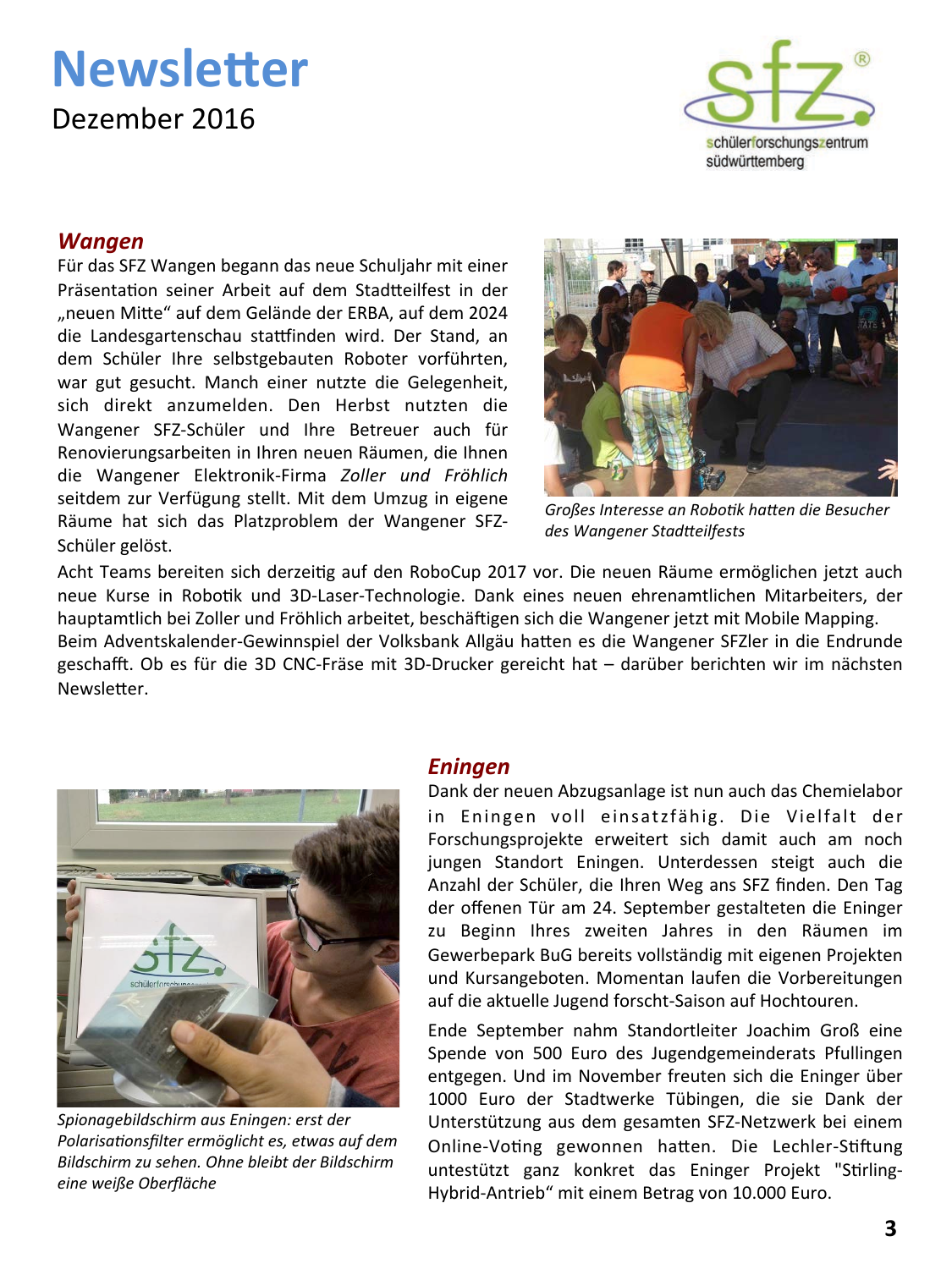# Newsletter

Dezember 2016

## *Wangen*

Für das SFZ Wangen begann das neue Schuljahr mit einer Präsentation seiner Arbeit auf dem Stadtteilfest in der „neuen Mitte" auf dem Gelände der ERBA, auf dem 2024 die Landesgartenschau stattfinden wird. Der Stand, an dem Schüler Ihre selbstgebauten Roboter vorführten, war gut gesucht. Manch einer nutzte die Gelegenheit, sich direkt anzumelden. Den Herbst nutzten die Wangener SFZ-Schüler und Ihre Betreuer auch für Renovierungsarbeiten in Ihren neuen Räumen, die Ihnen die Wangener Elektronik-Firma *Zoller und Fröhlich* seitdem zur Verfügung stellt. Mit dem Umzug in eigene Räume hat sich das Platzproblem der Wangener SFZ-Schüler gelöst.

*Großes Interesse an Robotik hatten die Besucher des Wangener Stadtteilfests*

Acht Teams bereiten sich derzeitig auf den RoboCup 2017 vor. Die neuen Räume ermöglichen jetzt auch neue Kurse in Robotik und 3D-Laser-Technologie. Dank eines neuen ehrenamtlichen Mitarbeiters, der hauptamtlich bei Zoller und Fröhlich arbeitet, beschäftigen sich die Wangener jetzt mit Mobile Mapping.
Beim Adventskalender-Gewinnspiel der Volksbank Allgäu hatten es die Wangener SFZler in die Endrunde geschafft. Ob es für die 3D CNC-Fräse mit 3D-Drucker gereicht hat – darüber berichten wir im nächsten Newsletter.

## *Eningen*

Dank der neuen Abzugsanlage ist nun auch das Chemielabor in Eningen voll einsatzfähig. Die Vielfalt der Forschungsprojekte erweitert sich damit auch am noch jungen Standort Eningen. Unterdessen steigt auch die Anzahl der Schüler, die Ihren Weg ans SFZ finden. Den Tag der offenen Tür am 24. September gestalteten die Eninger zu Beginn Ihres zweiten Jahres in den Räumen im Gewerbepark BuG bereits vollständig mit eigenen Projekten und Kursangeboten. Momentan laufen die Vorbereitungen auf die aktuelle Jugend forscht-Saison auf Hochtouren.

Ende September nahm Standortleiter Joachim Groß eine Spende von 500 Euro des Jugendgemeinderats Pfullingen entgegen. Und im November freuten sich die Eninger über 1000 Euro der Stadtwerke Tübingen, die sie Dank der Unterstützung aus dem gesamten SFZ-Netzwerk bei einem Online-Voting gewonnen hatten. Die Lechler-Stiftung untestützt ganz konkret das Eninger Projekt "Stirling-Hybrid-Antrieb" mit einem Betrag von 10.000 Euro.

*Spionagebildschirm aus Eningen: erst der Polarisationsfilter ermöglicht es, etwas auf dem Bildschirm zu sehen. Ohne bleibt der Bildschirm eine weiße Oberfläche*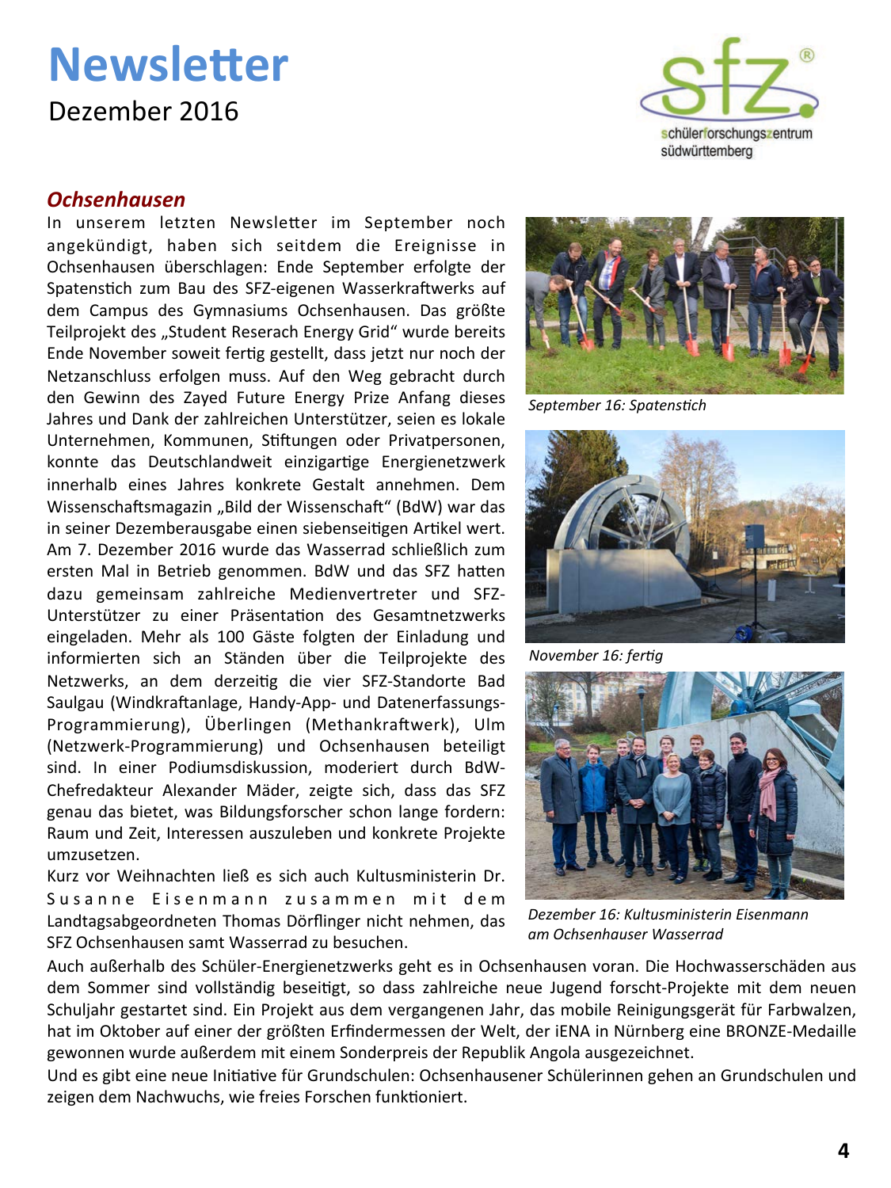# Newsletter

Dezember 2016

## *Ochsenhausen*

In unserem letzten Newsletter im September noch angekündigt, haben sich seitdem die Ereignisse in Ochsenhausen überschlagen: Ende September erfolgte der Spatenstich zum Bau des SFZ-eigenen Wasserkraftwerks auf dem Campus des Gymnasiums Ochsenhausen. Das größte Teilprojekt des „Student Reserach Energy Grid" wurde bereits Ende November soweit fertig gestellt, dass jetzt nur noch der Netzanschluss erfolgen muss. Auf den Weg gebracht durch den Gewinn des Zayed Future Energy Prize Anfang dieses Jahres und Dank der zahlreichen Unterstützer, seien es lokale Unternehmen, Kommunen, Stiftungen oder Privatpersonen, konnte das Deutschlandweit einzigartige Energienetzwerk innerhalb eines Jahres konkrete Gestalt annehmen. Dem Wissenschaftsmagazin „Bild der Wissenschaft" (BdW) war das in seiner Dezemberausgabe einen siebenseitigen Artikel wert. Am 7. Dezember 2016 wurde das Wasserrad schließlich zum ersten Mal in Betrieb genommen. BdW und das SFZ hatten dazu gemeinsam zahlreiche Medienvertreter und SFZ-Unterstützer zu einer Präsentation des Gesamtnetzwerks eingeladen. Mehr als 100 Gäste folgten der Einladung und informierten sich an Ständen über die Teilprojekte des Netzwerks, an dem derzeitig die vier SFZ-Standorte Bad Saulgau (Windkraftanlage, Handy-App- und Datenerfassungs-Programmierung), Überlingen (Methankraftwerk), Ulm (Netzwerk-Programmierung) und Ochsenhausen beteiligt sind. In einer Podiumsdiskussion, moderiert durch BdW-Chefredakteur Alexander Mäder, zeigte sich, dass das SFZ genau das bietet, was Bildungsforscher schon lange fordern: Raum und Zeit, Interessen auszuleben und konkrete Projekte umzusetzen.

Kurz vor Weihnachten ließ es sich auch Kultusministerin Dr. Susanne Eisenmann zusammen mit dem Landtagsabgeordneten Thomas Dörflinger nicht nehmen, das SFZ Ochsenhausen samt Wasserrad zu besuchen.

*September 16: Spatenstich*

*November 16: fertig*

*Dezember 16: Kultusministerin Eisenmann am Ochsenhauser Wasserrad*

Auch außerhalb des Schüler-Energienetzwerks geht es in Ochsenhausen voran. Die Hochwasserschäden aus dem Sommer sind vollständig beseitigt, so dass zahlreiche neue Jugend forscht-Projekte mit dem neuen Schuljahr gestartet sind. Ein Projekt aus dem vergangenen Jahr, das mobile Reinigungsgerät für Farbwalzen, hat im Oktober auf einer der größten Erfindermessen der Welt, der iENA in Nürnberg eine BRONZE-Medaille gewonnen wurde außerdem mit einem Sonderpreis der Republik Angola ausgezeichnet.

Und es gibt eine neue Initiative für Grundschulen: Ochsenhausener Schülerinnen gehen an Grundschulen und zeigen dem Nachwuchs, wie freies Forschen funktioniert.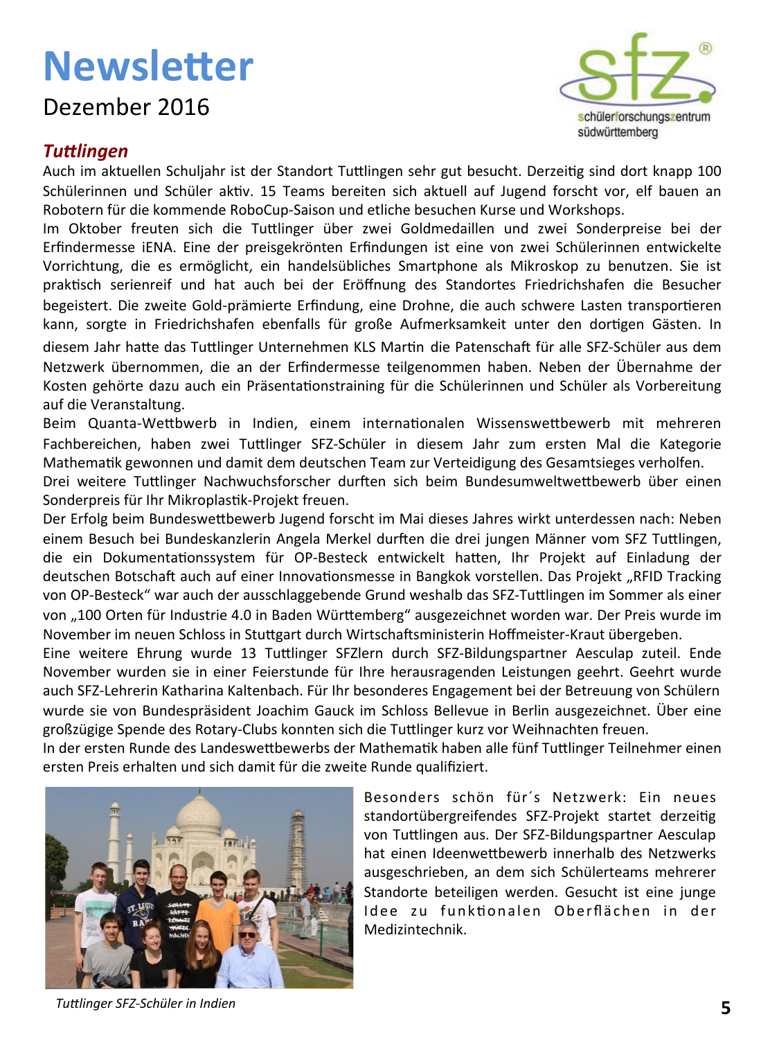# Newsletter

Dezember 2016

## *Tuttlingen*

Auch im aktuellen Schuljahr ist der Standort Tuttlingen sehr gut besucht. Derzeitig sind dort knapp 100 Schülerinnen und Schüler aktiv. 15 Teams bereiten sich aktuell auf Jugend forscht vor, elf bauen an Robotern für die kommende RoboCup-Saison und etliche besuchen Kurse und Workshops.

Im Oktober freuten sich die Tuttlinger über zwei Goldmedaillen und zwei Sonderpreise bei der Erfindermesse iENA. Eine der preisgekrönten Erfindungen ist eine von zwei Schülerinnen entwickelte Vorrichtung, die es ermöglicht, ein handelsübliches Smartphone als Mikroskop zu benutzen. Sie ist praktisch serienreif und hat auch bei der Eröffnung des Standortes Friedrichshafen die Besucher begeistert. Die zweite Gold-prämierte Erfindung, eine Drohne, die auch schwere Lasten transportieren kann, sorgte in Friedrichshafen ebenfalls für große Aufmerksamkeit unter den dortigen Gästen. In diesem Jahr hatte das Tuttlinger Unternehmen KLS Martin die Patenschaft für alle SFZ-Schüler aus dem Netzwerk übernommen, die an der Erfindermesse teilgenommen haben. Neben der Übernahme der Kosten gehörte dazu auch ein Präsentationstraining für die Schülerinnen und Schüler als Vorbereitung auf die Veranstaltung.

Beim Quanta-Wettbewerb in Indien, einem internationalen Wissenswettbewerb mit mehreren Fachbereichen, haben zwei Tuttlinger SFZ-Schüler in diesem Jahr zum ersten Mal die Kategorie Mathematik gewonnen und damit dem deutschen Team zur Verteidigung des Gesamtsieges verholfen.

Drei weitere Tuttlinger Nachwuchsforscher durften sich beim Bundesumweltwettbewerb über einen Sonderpreis für Ihr Mikroplastik-Projekt freuen.

Der Erfolg beim Bundeswettbewerb Jugend forscht im Mai dieses Jahres wirkt unterdessen nach: Neben einem Besuch bei Bundeskanzlerin Angela Merkel durften die drei jungen Männer vom SFZ Tuttlingen, die ein Dokumentationssystem für OP-Besteck entwickelt hatten, Ihr Projekt auf Einladung der deutschen Botschaft auch auf einer Innovationsmesse in Bangkok vorstellen. Das Projekt „RFID Tracking von OP-Besteck" war auch der ausschlaggebende Grund weshalb das SFZ-Tuttlingen im Sommer als einer von „100 Orten für Industrie 4.0 in Baden Württemberg" ausgezeichnet worden war. Der Preis wurde im November im neuen Schloss in Stuttgart durch Wirtschaftsministerin Hoffmeister-Kraut übergeben.

Eine weitere Ehrung wurde 13 Tuttlinger SFZlern durch SFZ-Bildungspartner Aesculap zuteil. Ende November wurden sie in einer Feierstunde für Ihre herausragenden Leistungen geehrt. Geehrt wurde auch SFZ-Lehrerin Katharina Kaltenbach. Für Ihr besonderes Engagement bei der Betreuung von Schülern wurde sie von Bundespräsident Joachim Gauck im Schloss Bellevue in Berlin ausgezeichnet. Über eine großzügige Spende des Rotary-Clubs konnten sich die Tuttlinger kurz vor Weihnachten freuen.

In der ersten Runde des Landeswettbewerbs der Mathematik haben alle fünf Tuttlinger Teilnehmer einen ersten Preis erhalten und sich damit für die zweite Runde qualifiziert.

Besonders schön für´s Netzwerk: Ein neues standortübergreifendes SFZ-Projekt startet derzeitig von Tuttlingen aus. Der SFZ-Bildungspartner Aesculap hat einen Ideenwettbewerb innerhalb des Netzwerks ausgeschrieben, an dem sich Schülerteams mehrerer Standorte beteiligen werden. Gesucht ist eine junge Idee zu funktionalen Oberflächen in der Medizintechnik.

*Tuttlinger SFZ-Schüler in Indien*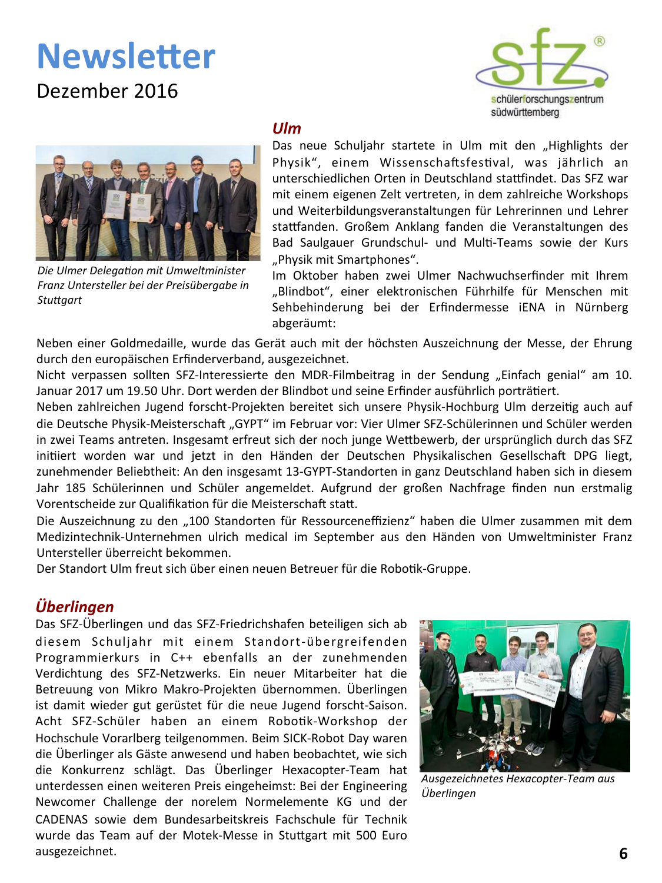# Newsletter

Dezember 2016

schülerforschungszentrum südwürttemberg

## *Ulm*

*Die Ulmer Delegation mit Umweltminister Franz Untersteller bei der Preisübergabe in Stuttgart*

Das neue Schuljahr startete in Ulm mit den „Highlights der Physik“, einem Wissenschaftsfestival, was jährlich an unterschiedlichen Orten in Deutschland stattfindet. Das SFZ war mit einem eigenen Zelt vertreten, in dem zahlreiche Workshops und Weiterbildungsveranstaltungen für Lehrerinnen und Lehrer stattfanden. Großem Anklang fanden die Veranstaltungen des Bad Saulgauer Grundschul- und Multi-Teams sowie der Kurs „Physik mit Smartphones“.

Im Oktober haben zwei Ulmer Nachwuchserfinder mit Ihrem „Blindbot“, einer elektronischen Führhilfe für Menschen mit Sehbehinderung bei der Erfindermesse iENA in Nürnberg abgeräumt:

Neben einer Goldmedaille, wurde das Gerät auch mit der höchsten Auszeichnung der Messe, der Ehrung durch den europäischen Erfinderverband, ausgezeichnet.

Nicht verpassen sollten SFZ-Interessierte den MDR-Filmbeitrag in der Sendung „Einfach genial“ am 10. Januar 2017 um 19.50 Uhr. Dort werden der Blindbot und seine Erfinder ausführlich porträtiert.

Neben zahlreichen Jugend forscht-Projekten bereitet sich unsere Physik-Hochburg Ulm derzeitig auch auf die Deutsche Physik-Meisterschaft „GYPT“ im Februar vor: Vier Ulmer SFZ-Schülerinnen und Schüler werden in zwei Teams antreten. Insgesamt erfreut sich der noch junge Wettbewerb, der ursprünglich durch das SFZ initiiert worden war und jetzt in den Händen der Deutschen Physikalischen Gesellschaft DPG liegt, zunehmender Beliebtheit: An den insgesamt 13-GYPT-Standorten in ganz Deutschland haben sich in diesem Jahr 185 Schülerinnen und Schüler angemeldet. Aufgrund der großen Nachfrage finden nun erstmalig Vorentscheide zur Qualifikation für die Meisterschaft statt.

Die Auszeichnung zu den „100 Standorten für Ressourceneffizienz“ haben die Ulmer zusammen mit dem Medizintechnik-Unternehmen ulrich medical im September aus den Händen von Umweltminister Franz Untersteller überreicht bekommen.

Der Standort Ulm freut sich über einen neuen Betreuer für die Robotik-Gruppe.

## *Überlingen*

Das SFZ-Überlingen und das SFZ-Friedrichshafen beteiligen sich ab diesem Schuljahr mit einem Standort-übergreifenden Programmierkurs in C++ ebenfalls an der zunehmenden Verdichtung des SFZ-Netzwerks. Ein neuer Mitarbeiter hat die Betreuung von Mikro Makro-Projekten übernommen. Überlingen ist damit wieder gut gerüstet für die neue Jugend forscht-Saison. Acht SFZ-Schüler haben an einem Robotik-Workshop der Hochschule Vorarlberg teilgenommen. Beim SICK-Robot Day waren die Überlinger als Gäste anwesend und haben beobachtet, wie sich die Konkurrenz schlägt. Das Überlinger Hexacopter-Team hat unterdessen einen weiteren Preis eingeheimst: Bei der Engineering Newcomer Challenge der norelem Normelemente KG und der CADENAS sowie dem Bundesarbeitskreis Fachschule für Technik wurde das Team auf der Motek-Messe in Stuttgart mit 500 Euro ausgezeichnet.

*Ausgezeichnetes Hexacopter-Team aus Überlingen*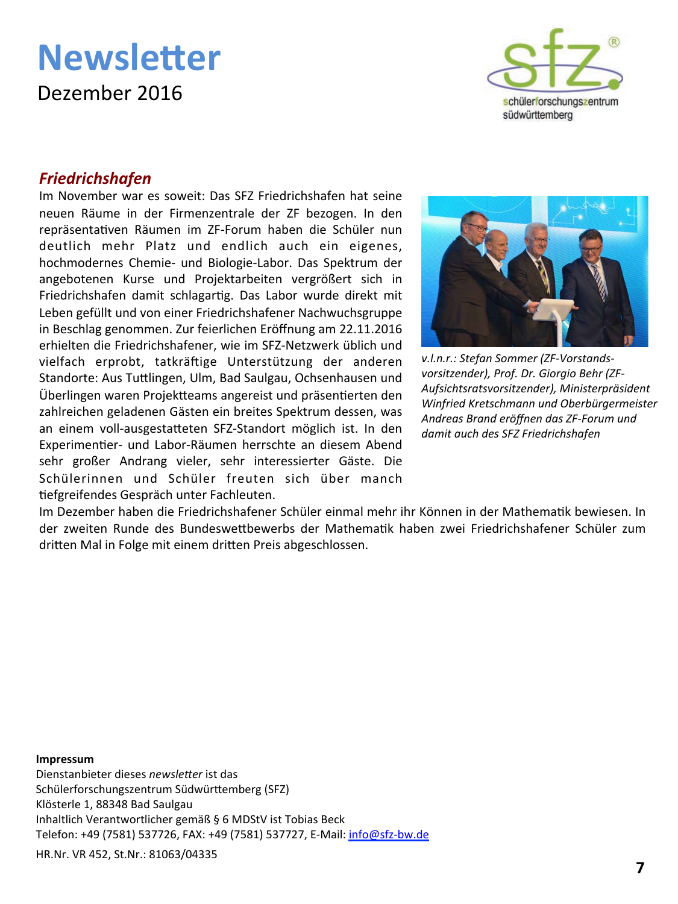# Newsletter

Dezember 2016

## *Friedrichshafen*

Im November war es soweit: Das SFZ Friedrichshafen hat seine neuen Räume in der Firmenzentrale der ZF bezogen. In den repräsentativen Räumen im ZF-Forum haben die Schüler nun deutlich mehr Platz und endlich auch ein eigenes, hochmodernes Chemie- und Biologie-Labor. Das Spektrum der angebotenen Kurse und Projektarbeiten vergrößert sich in Friedrichshafen damit schlagartig. Das Labor wurde direkt mit Leben gefüllt und von einer Friedrichshafener Nachwuchsgruppe in Beschlag genommen. Zur feierlichen Eröffnung am 22.11.2016 erhielten die Friedrichshafener, wie im SFZ-Netzwerk üblich und vielfach erprobt, tatkräftige Unterstützung der anderen Standorte: Aus Tuttlingen, Ulm, Bad Saulgau, Ochsenhausen und Überlingen waren Projektteams angereist und präsentierten den zahlreichen geladenen Gästen ein breites Spektrum dessen, was an einem voll-ausgestatteten SFZ-Standort möglich ist. In den Experimentier- und Labor-Räumen herrschte an diesem Abend sehr großer Andrang vieler, sehr interessierter Gäste. Die Schülerinnen und Schüler freuten sich über manch tiefgreifendes Gespräch unter Fachleuten.

*v.l.n.r.: Stefan Sommer (ZF-Vorstands-vorsitzender), Prof. Dr. Giorgio Behr (ZF-Aufsichtsratsvorsitzender), Ministerpräsident Winfried Kretschmann und Oberbürgermeister Andreas Brand eröffnen das ZF-Forum und damit auch des SFZ Friedrichshafen*

Im Dezember haben die Friedrichshafener Schüler einmal mehr ihr Können in der Mathematik bewiesen. In der zweiten Runde des Bundeswettbewerbs der Mathematik haben zwei Friedrichshafener Schüler zum dritten Mal in Folge mit einem dritten Preis abgeschlossen.

**Impressum**

Dienstanbieter dieses *newsletter* ist das
Schülerforschungszentrum Südwürttemberg (SFZ)
Klösterle 1, 88348 Bad Saulgau
Inhaltlich Verantwortlicher gemäß § 6 MDStV ist Tobias Beck
Telefon: +49 (7581) 537726, FAX: +49 (7581) 537727, E-Mail: info@sfz-bw.de
HR.Nr. VR 452, St.Nr.: 81063/04335